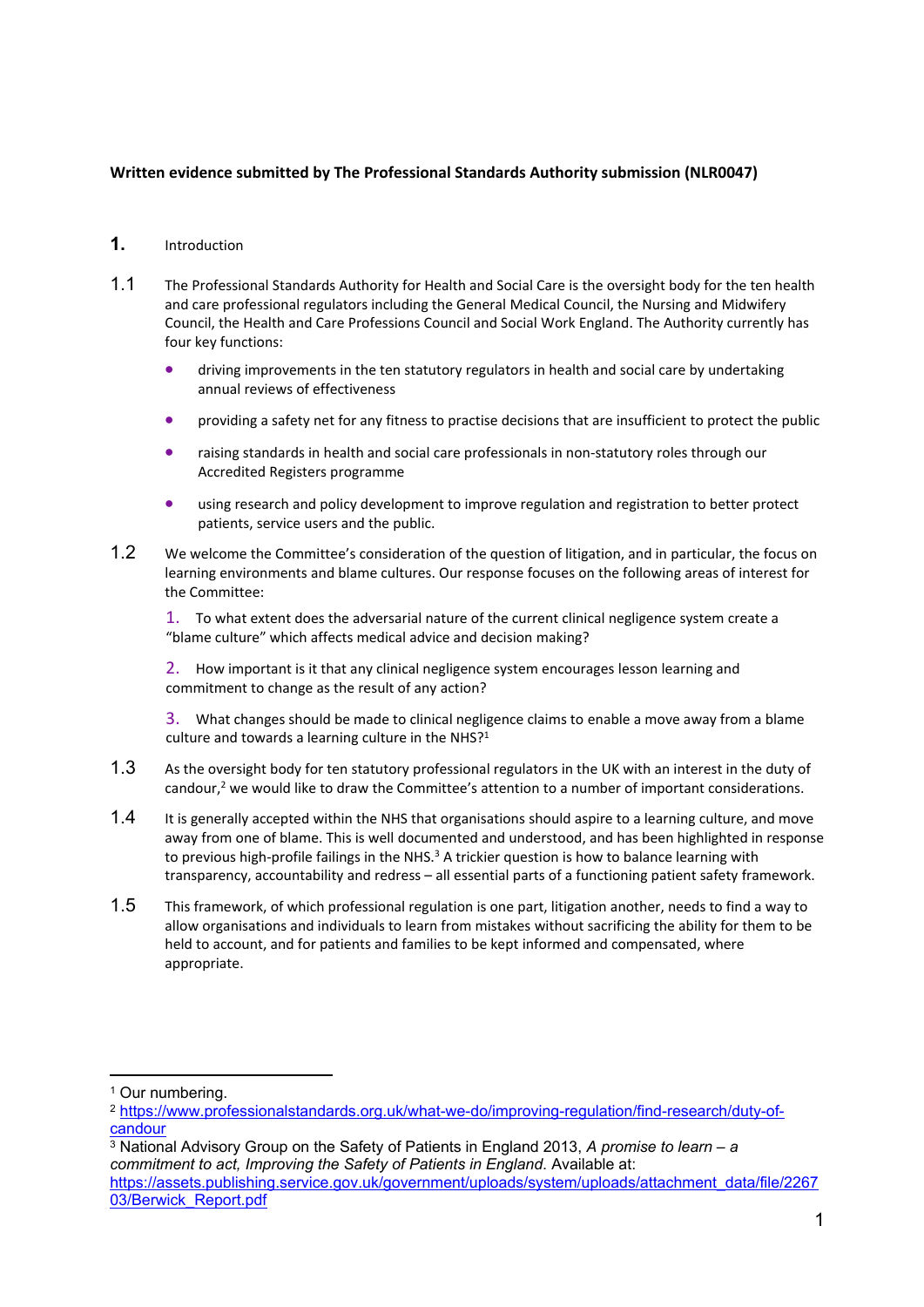**Written evidence submitted by The Professional Standards Authority submission (NLR0047)**

**1.** Introduction

1.1 The Professional Standards Authority for Health and Social Care is the oversight body for the ten health and care professional regulators including the General Medical Council, the Nursing and Midwifery Council, the Health and Care Professions Council and Social Work England. The Authority currently has four key functions:

- driving improvements in the ten statutory regulators in health and social care by undertaking annual reviews of effectiveness
- providing a safety net for any fitness to practise decisions that are insufficient to protect the public
- raising standards in health and social care professionals in non-statutory roles through our Accredited Registers programme
- using research and policy development to improve regulation and registration to better protect patients, service users and the public.

1.2 We welcome the Committee's consideration of the question of litigation, and in particular, the focus on learning environments and blame cultures. Our response focuses on the following areas of interest for the Committee:

1. To what extent does the adversarial nature of the current clinical negligence system create a "blame culture" which affects medical advice and decision making?

2. How important is it that any clinical negligence system encourages lesson learning and commitment to change as the result of any action?

3. What changes should be made to clinical negligence claims to enable a move away from a blame culture and towards a learning culture in the NHS?[1]

1.3 As the oversight body for ten statutory professional regulators in the UK with an interest in the duty of candour,[2] we would like to draw the Committee's attention to a number of important considerations.

1.4 It is generally accepted within the NHS that organisations should aspire to a learning culture, and move away from one of blame. This is well documented and understood, and has been highlighted in response to previous high-profile failings in the NHS.[3] A trickier question is how to balance learning with transparency, accountability and redress – all essential parts of a functioning patient safety framework.

1.5 This framework, of which professional regulation is one part, litigation another, needs to find a way to allow organisations and individuals to learn from mistakes without sacrificing the ability for them to be held to account, and for patients and families to be kept informed and compensated, where appropriate.

---

[1] Our numbering.

[2] https://www.professionalstandards.org.uk/what-we-do/improving-regulation/find-research/duty-of-candour

[3] National Advisory Group on the Safety of Patients in England 2013, *A promise to learn – a commitment to act, Improving the Safety of Patients in England*. Available at: https://assets.publishing.service.gov.uk/government/uploads/system/uploads/attachment_data/file/226703/Berwick_Report.pdf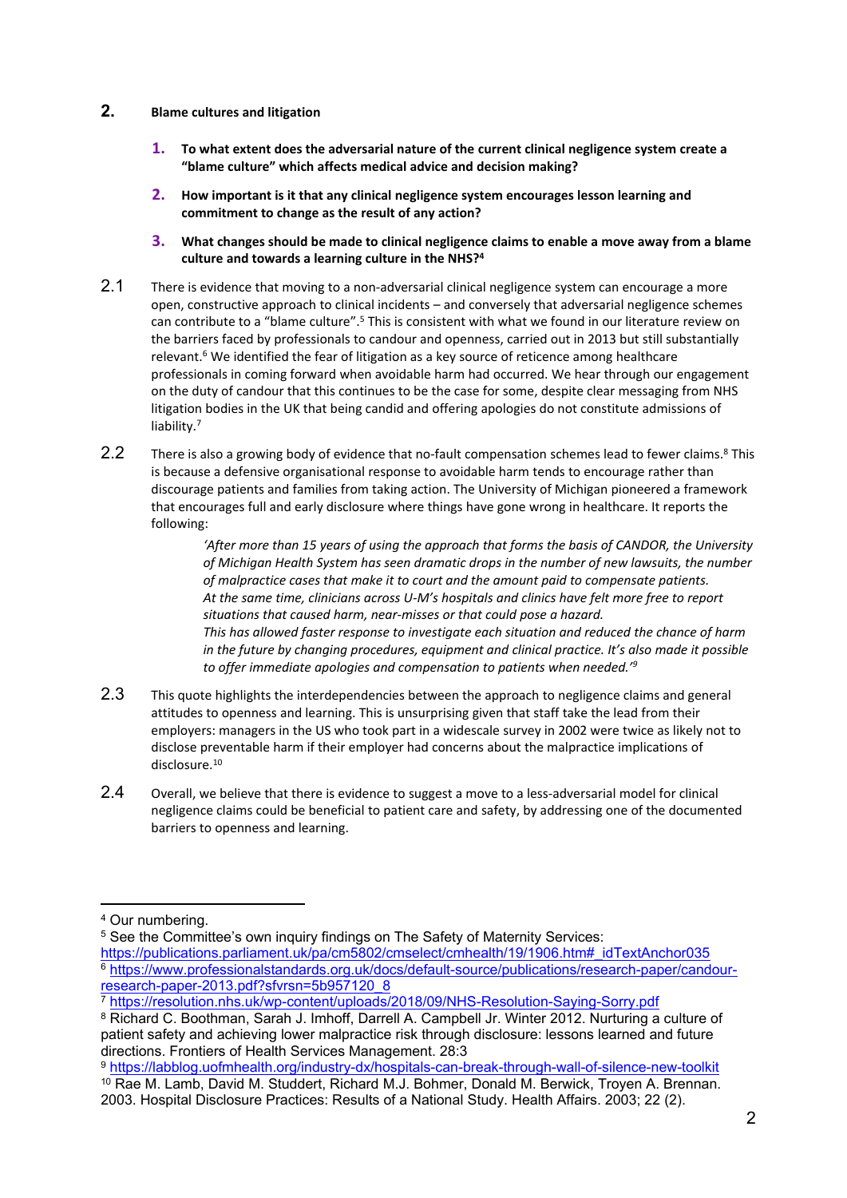## 2. Blame cultures and litigation

1. **To what extent does the adversarial nature of the current clinical negligence system create a "blame culture" which affects medical advice and decision making?**

2. **How important is it that any clinical negligence system encourages lesson learning and commitment to change as the result of any action?**

3. **What changes should be made to clinical negligence claims to enable a move away from a blame culture and towards a learning culture in the NHS?[4]**

2.1 There is evidence that moving to a non-adversarial clinical negligence system can encourage a more open, constructive approach to clinical incidents – and conversely that adversarial negligence schemes can contribute to a "blame culture".[5] This is consistent with what we found in our literature review on the barriers faced by professionals to candour and openness, carried out in 2013 but still substantially relevant.[6] We identified the fear of litigation as a key source of reticence among healthcare professionals in coming forward when avoidable harm had occurred. We hear through our engagement on the duty of candour that this continues to be the case for some, despite clear messaging from NHS litigation bodies in the UK that being candid and offering apologies do not constitute admissions of liability.[7]

2.2 There is also a growing body of evidence that no-fault compensation schemes lead to fewer claims.[8] This is because a defensive organisational response to avoidable harm tends to encourage rather than discourage patients and families from taking action. The University of Michigan pioneered a framework that encourages full and early disclosure where things have gone wrong in healthcare. It reports the following:

> *'After more than 15 years of using the approach that forms the basis of CANDOR, the University of Michigan Health System has seen dramatic drops in the number of new lawsuits, the number of malpractice cases that make it to court and the amount paid to compensate patients.*
> *At the same time, clinicians across U-M's hospitals and clinics have felt more free to report situations that caused harm, near-misses or that could pose a hazard.*
> *This has allowed faster response to investigate each situation and reduced the chance of harm in the future by changing procedures, equipment and clinical practice. It's also made it possible to offer immediate apologies and compensation to patients when needed.'*[9]

2.3 This quote highlights the interdependencies between the approach to negligence claims and general attitudes to openness and learning. This is unsurprising given that staff take the lead from their employers: managers in the US who took part in a widescale survey in 2002 were twice as likely not to disclose preventable harm if their employer had concerns about the malpractice implications of disclosure.[10]

2.4 Overall, we believe that there is evidence to suggest a move to a less-adversarial model for clinical negligence claims could be beneficial to patient care and safety, by addressing one of the documented barriers to openness and learning.

---

[4] Our numbering.

[5] See the Committee's own inquiry findings on The Safety of Maternity Services: https://publications.parliament.uk/pa/cm5802/cmselect/cmhealth/19/1906.htm#_idTextAnchor035

[6] https://www.professionalstandards.org.uk/docs/default-source/publications/research-paper/candour-research-paper-2013.pdf?sfvrsn=5b957120_8

[7] https://resolution.nhs.uk/wp-content/uploads/2018/09/NHS-Resolution-Saying-Sorry.pdf

[8] Richard C. Boothman, Sarah J. Imhoff, Darrell A. Campbell Jr. Winter 2012. Nurturing a culture of patient safety and achieving lower malpractice risk through disclosure: lessons learned and future directions. Frontiers of Health Services Management. 28:3

[9] https://labblog.uofmhealth.org/industry-dx/hospitals-can-break-through-wall-of-silence-new-toolkit

[10] Rae M. Lamb, David M. Studdert, Richard M.J. Bohmer, Donald M. Berwick, Troyen A. Brennan. 2003. Hospital Disclosure Practices: Results of a National Study. Health Affairs. 2003; 22 (2).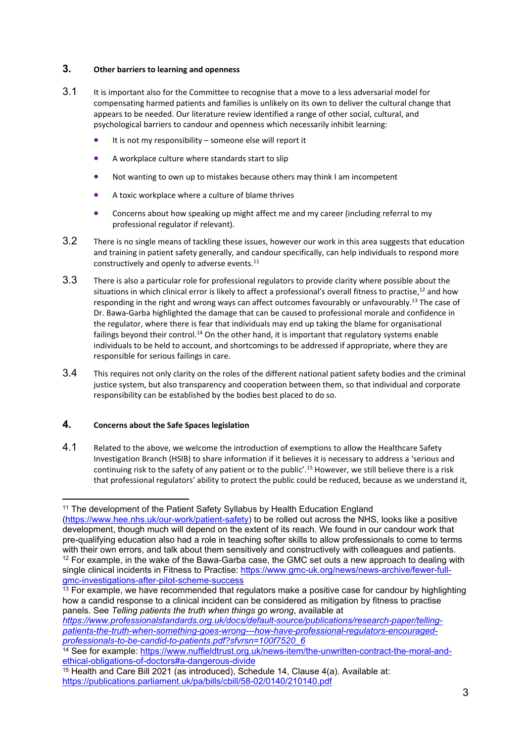## 3. Other barriers to learning and openness

3.1 It is important also for the Committee to recognise that a move to a less adversarial model for compensating harmed patients and families is unlikely on its own to deliver the cultural change that appears to be needed. Our literature review identified a range of other social, cultural, and psychological barriers to candour and openness which necessarily inhibit learning:

- It is not my responsibility – someone else will report it
- A workplace culture where standards start to slip
- Not wanting to own up to mistakes because others may think I am incompetent
- A toxic workplace where a culture of blame thrives
- Concerns about how speaking up might affect me and my career (including referral to my professional regulator if relevant).

3.2 There is no single means of tackling these issues, however our work in this area suggests that education and training in patient safety generally, and candour specifically, can help individuals to respond more constructively and openly to adverse events.[11]

3.3 There is also a particular role for professional regulators to provide clarity where possible about the situations in which clinical error is likely to affect a professional's overall fitness to practise,[12] and how responding in the right and wrong ways can affect outcomes favourably or unfavourably.[13] The case of Dr. Bawa-Garba highlighted the damage that can be caused to professional morale and confidence in the regulator, where there is fear that individuals may end up taking the blame for organisational failings beyond their control.[14] On the other hand, it is important that regulatory systems enable individuals to be held to account, and shortcomings to be addressed if appropriate, where they are responsible for serious failings in care.

3.4 This requires not only clarity on the roles of the different national patient safety bodies and the criminal justice system, but also transparency and cooperation between them, so that individual and corporate responsibility can be established by the bodies best placed to do so.

## 4. Concerns about the Safe Spaces legislation

4.1 Related to the above, we welcome the introduction of exemptions to allow the Healthcare Safety Investigation Branch (HSIB) to share information if it believes it is necessary to address a 'serious and continuing risk to the safety of any patient or to the public'.[15] However, we still believe there is a risk that professional regulators' ability to protect the public could be reduced, because as we understand it,

---

[11] The development of the Patient Safety Syllabus by Health Education England (https://www.hee.nhs.uk/our-work/patient-safety) to be rolled out across the NHS, looks like a positive development, though much will depend on the extent of its reach. We found in our candour work that pre-qualifying education also had a role in teaching softer skills to allow professionals to come to terms with their own errors, and talk about them sensitively and constructively with colleagues and patients.

[12] For example, in the wake of the Bawa-Garba case, the GMC set outs a new approach to dealing with single clinical incidents in Fitness to Practise: https://www.gmc-uk.org/news/news-archive/fewer-full-gmc-investigations-after-pilot-scheme-success

[13] For example, we have recommended that regulators make a positive case for candour by highlighting how a candid response to a clinical incident can be considered as mitigation by fitness to practise panels. See *Telling patients the truth when things go wrong*, available at *https://www.professionalstandards.org.uk/docs/default-source/publications/research-paper/telling-patients-the-truth-when-something-goes-wrong---how-have-professional-regulators-encouraged-professionals-to-be-candid-to-patients.pdf?sfvrsn=100f7520_6*

[14] See for example: https://www.nuffieldtrust.org.uk/news-item/the-unwritten-contract-the-moral-and-ethical-obligations-of-doctors#a-dangerous-divide

[15] Health and Care Bill 2021 (as introduced), Schedule 14, Clause 4(a). Available at: https://publications.parliament.uk/pa/bills/cbill/58-02/0140/210140.pdf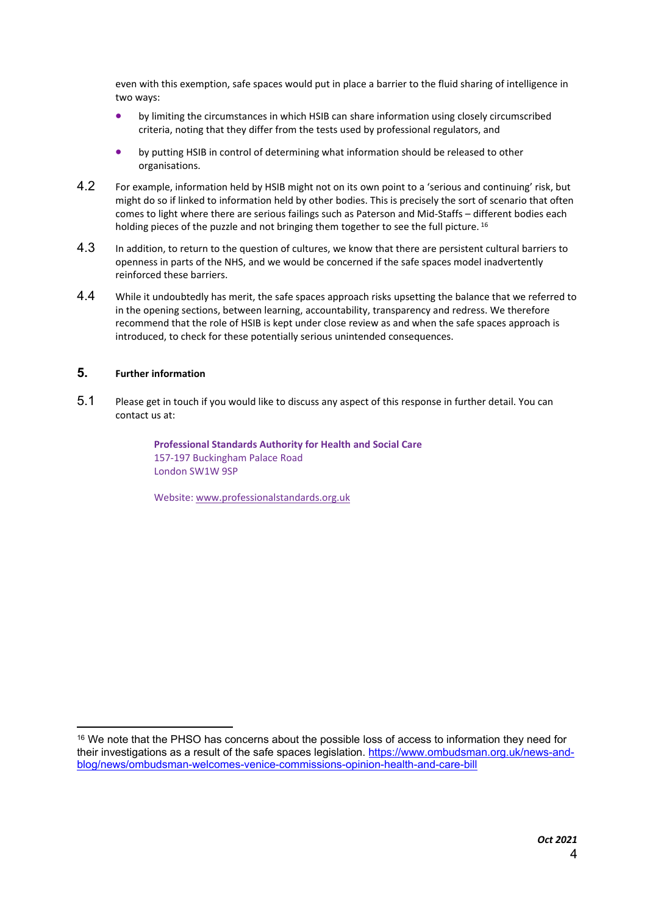even with this exemption, safe spaces would put in place a barrier to the fluid sharing of intelligence in two ways:

- by limiting the circumstances in which HSIB can share information using closely circumscribed criteria, noting that they differ from the tests used by professional regulators, and
- by putting HSIB in control of determining what information should be released to other organisations.

4.2 For example, information held by HSIB might not on its own point to a 'serious and continuing' risk, but might do so if linked to information held by other bodies. This is precisely the sort of scenario that often comes to light where there are serious failings such as Paterson and Mid-Staffs – different bodies each holding pieces of the puzzle and not bringing them together to see the full picture. [16]

4.3 In addition, to return to the question of cultures, we know that there are persistent cultural barriers to openness in parts of the NHS, and we would be concerned if the safe spaces model inadvertently reinforced these barriers.

4.4 While it undoubtedly has merit, the safe spaces approach risks upsetting the balance that we referred to in the opening sections, between learning, accountability, transparency and redress. We therefore recommend that the role of HSIB is kept under close review as and when the safe spaces approach is introduced, to check for these potentially serious unintended consequences.

## 5. Further information

5.1 Please get in touch if you would like to discuss any aspect of this response in further detail. You can contact us at:

**Professional Standards Authority for Health and Social Care**
157-197 Buckingham Palace Road
London SW1W 9SP

Website: www.professionalstandards.org.uk

[16] We note that the PHSO has concerns about the possible loss of access to information they need for their investigations as a result of the safe spaces legislation. https://www.ombudsman.org.uk/news-and-blog/news/ombudsman-welcomes-venice-commissions-opinion-health-and-care-bill

*Oct 2021*